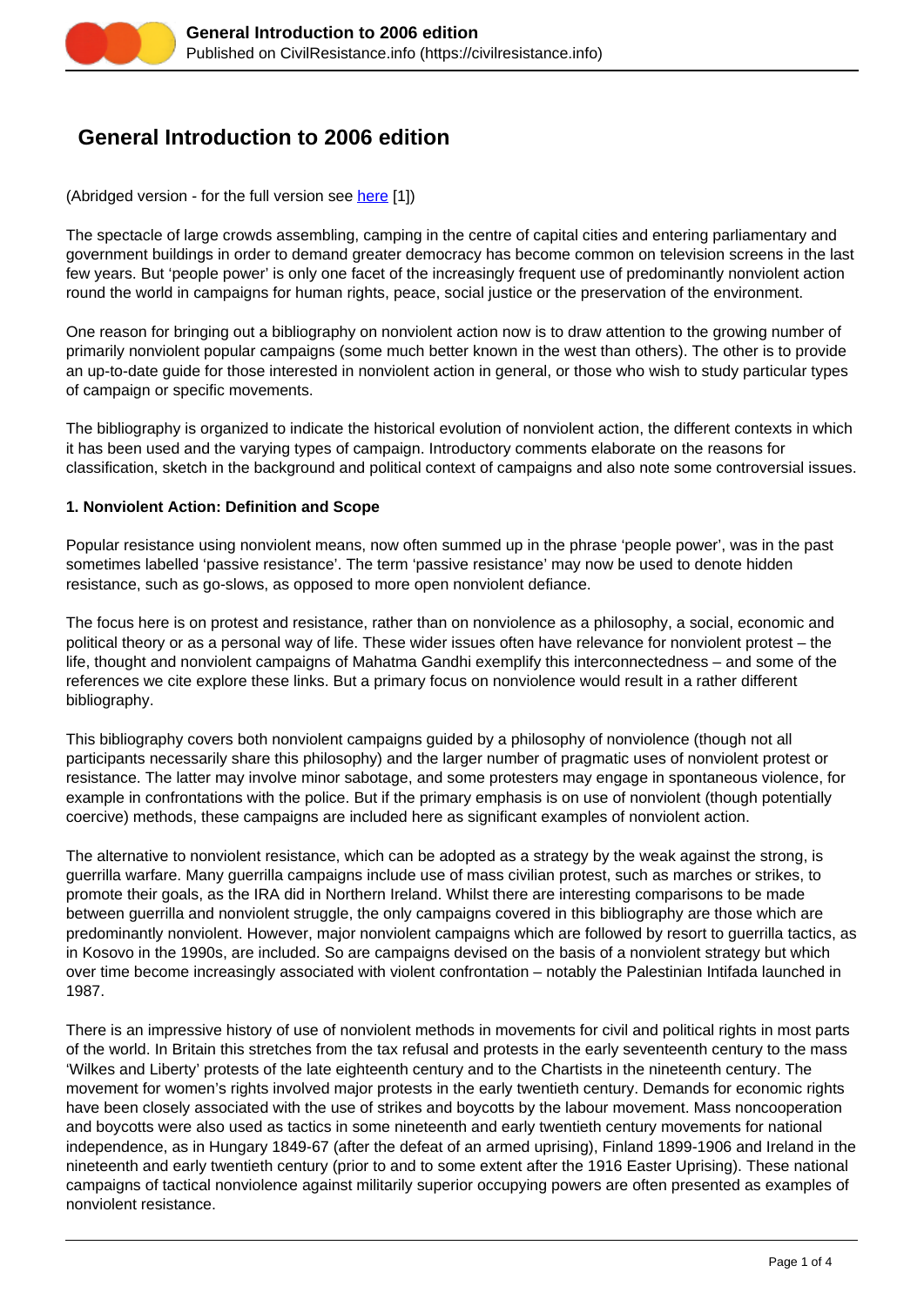# General Introduction to 2006 edition

(Abridged version - for the full version see here [1])

The spectacle of large crowds assembling, camping in the centre of capital cities and entering parliamentary and government buildings in order to demand greater democracy has become common on television screens in the last few years. But 'people power' is only one facet of the increasingly frequent use of predominantly nonviolent action round the world in campaigns for human rights, peace, social justice or the preservation of the environment.

One reason for bringing out a bibliography on nonviolent action now is to draw attention to the growing number of primarily nonviolent popular campaigns (some much better known in the west than others). The other is to provide an up-to-date guide for those interested in nonviolent action in general, or those who wish to study particular types of campaign or specific movements.

The bibliography is organized to indicate the historical evolution of nonviolent action, the different contexts in which it has been used and the varying types of campaign. Introductory comments elaborate on the reasons for classification, sketch in the background and political context of campaigns and also note some controversial issues.

**1. Nonviolent Action: Definition and Scope**

Popular resistance using nonviolent means, now often summed up in the phrase 'people power', was in the past sometimes labelled 'passive resistance'. The term 'passive resistance' may now be used to denote hidden resistance, such as go-slows, as opposed to more open nonviolent defiance.

The focus here is on protest and resistance, rather than on nonviolence as a philosophy, a social, economic and political theory or as a personal way of life. These wider issues often have relevance for nonviolent protest – the life, thought and nonviolent campaigns of Mahatma Gandhi exemplify this interconnectedness – and some of the references we cite explore these links. But a primary focus on nonviolence would result in a rather different bibliography.

This bibliography covers both nonviolent campaigns guided by a philosophy of nonviolence (though not all participants necessarily share this philosophy) and the larger number of pragmatic uses of nonviolent protest or resistance. The latter may involve minor sabotage, and some protesters may engage in spontaneous violence, for example in confrontations with the police. But if the primary emphasis is on use of nonviolent (though potentially coercive) methods, these campaigns are included here as significant examples of nonviolent action.

The alternative to nonviolent resistance, which can be adopted as a strategy by the weak against the strong, is guerrilla warfare. Many guerrilla campaigns include use of mass civilian protest, such as marches or strikes, to promote their goals, as the IRA did in Northern Ireland. Whilst there are interesting comparisons to be made between guerrilla and nonviolent struggle, the only campaigns covered in this bibliography are those which are predominantly nonviolent. However, major nonviolent campaigns which are followed by resort to guerrilla tactics, as in Kosovo in the 1990s, are included. So are campaigns devised on the basis of a nonviolent strategy but which over time become increasingly associated with violent confrontation – notably the Palestinian Intifada launched in 1987.

There is an impressive history of use of nonviolent methods in movements for civil and political rights in most parts of the world. In Britain this stretches from the tax refusal and protests in the early seventeenth century to the mass 'Wilkes and Liberty' protests of the late eighteenth century and to the Chartists in the nineteenth century. The movement for women's rights involved major protests in the early twentieth century. Demands for economic rights have been closely associated with the use of strikes and boycotts by the labour movement. Mass noncooperation and boycotts were also used as tactics in some nineteenth and early twentieth century movements for national independence, as in Hungary 1849-67 (after the defeat of an armed uprising), Finland 1899-1906 and Ireland in the nineteenth and early twentieth century (prior to and to some extent after the 1916 Easter Uprising). These national campaigns of tactical nonviolence against militarily superior occupying powers are often presented as examples of nonviolent resistance.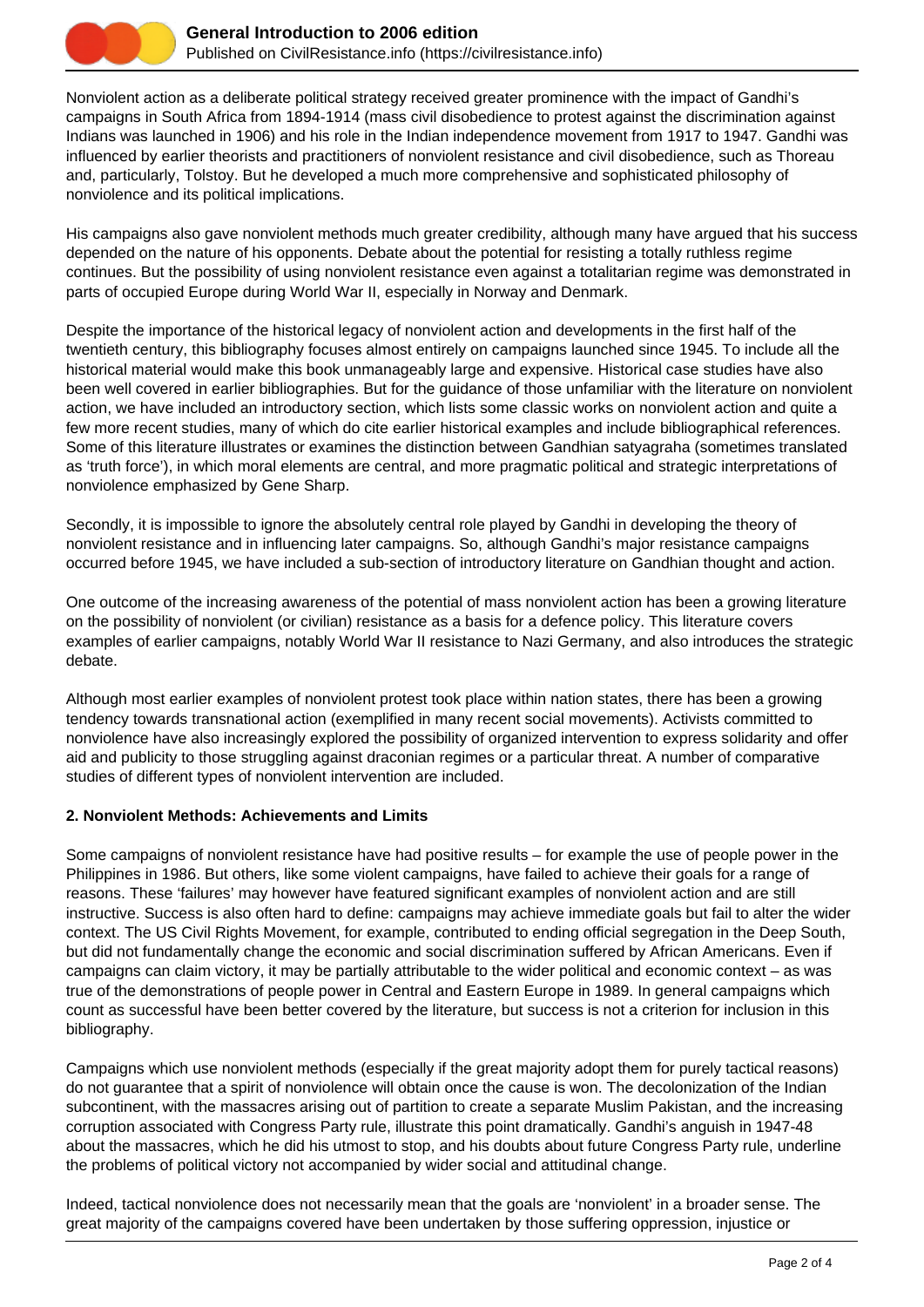Nonviolent action as a deliberate political strategy received greater prominence with the impact of Gandhi's campaigns in South Africa from 1894-1914 (mass civil disobedience to protest against the discrimination against Indians was launched in 1906) and his role in the Indian independence movement from 1917 to 1947. Gandhi was influenced by earlier theorists and practitioners of nonviolent resistance and civil disobedience, such as Thoreau and, particularly, Tolstoy. But he developed a much more comprehensive and sophisticated philosophy of nonviolence and its political implications.

His campaigns also gave nonviolent methods much greater credibility, although many have argued that his success depended on the nature of his opponents. Debate about the potential for resisting a totally ruthless regime continues. But the possibility of using nonviolent resistance even against a totalitarian regime was demonstrated in parts of occupied Europe during World War II, especially in Norway and Denmark.

Despite the importance of the historical legacy of nonviolent action and developments in the first half of the twentieth century, this bibliography focuses almost entirely on campaigns launched since 1945. To include all the historical material would make this book unmanageably large and expensive. Historical case studies have also been well covered in earlier bibliographies. But for the guidance of those unfamiliar with the literature on nonviolent action, we have included an introductory section, which lists some classic works on nonviolent action and quite a few more recent studies, many of which do cite earlier historical examples and include bibliographical references. Some of this literature illustrates or examines the distinction between Gandhian satyagraha (sometimes translated as 'truth force'), in which moral elements are central, and more pragmatic political and strategic interpretations of nonviolence emphasized by Gene Sharp.

Secondly, it is impossible to ignore the absolutely central role played by Gandhi in developing the theory of nonviolent resistance and in influencing later campaigns. So, although Gandhi's major resistance campaigns occurred before 1945, we have included a sub-section of introductory literature on Gandhian thought and action.

One outcome of the increasing awareness of the potential of mass nonviolent action has been a growing literature on the possibility of nonviolent (or civilian) resistance as a basis for a defence policy. This literature covers examples of earlier campaigns, notably World War II resistance to Nazi Germany, and also introduces the strategic debate.

Although most earlier examples of nonviolent protest took place within nation states, there has been a growing tendency towards transnational action (exemplified in many recent social movements). Activists committed to nonviolence have also increasingly explored the possibility of organized intervention to express solidarity and offer aid and publicity to those struggling against draconian regimes or a particular threat. A number of comparative studies of different types of nonviolent intervention are included.

**2. Nonviolent Methods: Achievements and Limits**

Some campaigns of nonviolent resistance have had positive results – for example the use of people power in the Philippines in 1986. But others, like some violent campaigns, have failed to achieve their goals for a range of reasons. These 'failures' may however have featured significant examples of nonviolent action and are still instructive. Success is also often hard to define: campaigns may achieve immediate goals but fail to alter the wider context. The US Civil Rights Movement, for example, contributed to ending official segregation in the Deep South, but did not fundamentally change the economic and social discrimination suffered by African Americans. Even if campaigns can claim victory, it may be partially attributable to the wider political and economic context – as was true of the demonstrations of people power in Central and Eastern Europe in 1989. In general campaigns which count as successful have been better covered by the literature, but success is not a criterion for inclusion in this bibliography.

Campaigns which use nonviolent methods (especially if the great majority adopt them for purely tactical reasons) do not guarantee that a spirit of nonviolence will obtain once the cause is won. The decolonization of the Indian subcontinent, with the massacres arising out of partition to create a separate Muslim Pakistan, and the increasing corruption associated with Congress Party rule, illustrate this point dramatically. Gandhi's anguish in 1947-48 about the massacres, which he did his utmost to stop, and his doubts about future Congress Party rule, underline the problems of political victory not accompanied by wider social and attitudinal change.

Indeed, tactical nonviolence does not necessarily mean that the goals are 'nonviolent' in a broader sense. The great majority of the campaigns covered have been undertaken by those suffering oppression, injustice or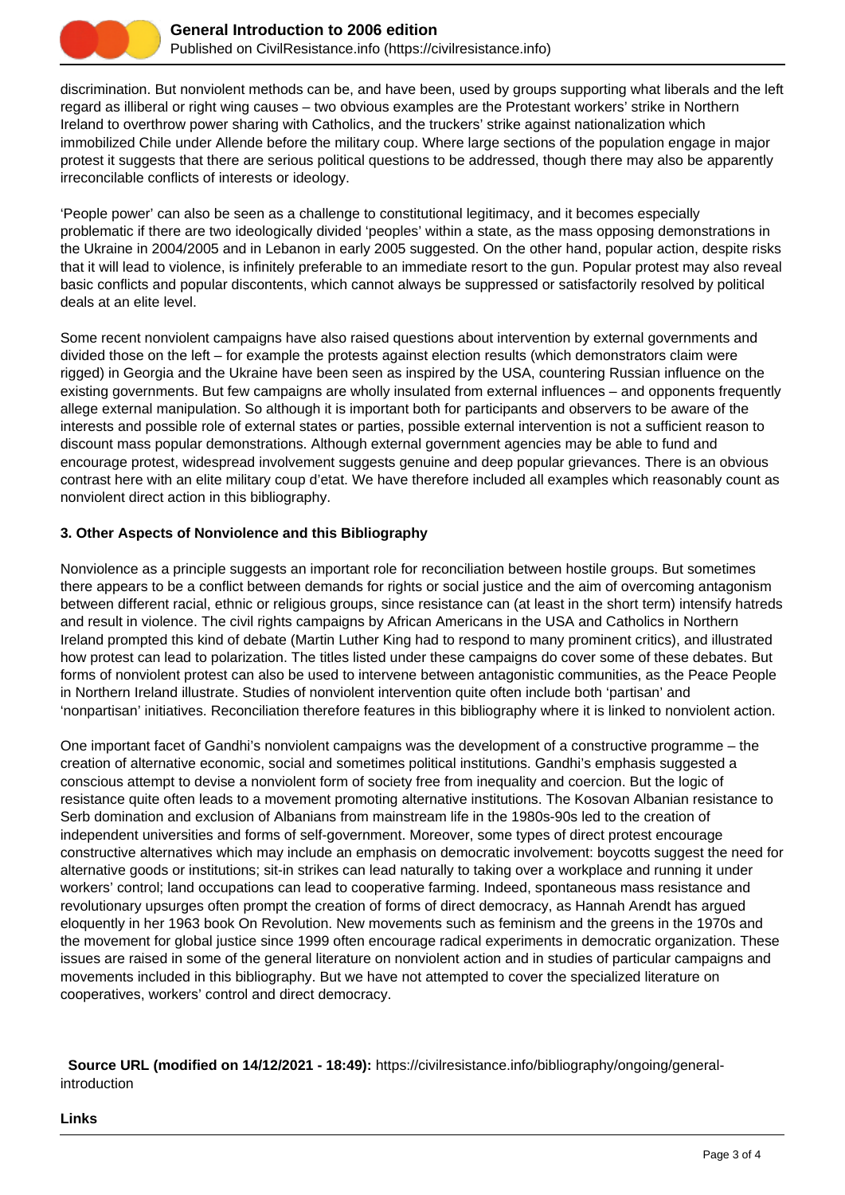discrimination. But nonviolent methods can be, and have been, used by groups supporting what liberals and the left regard as illiberal or right wing causes – two obvious examples are the Protestant workers' strike in Northern Ireland to overthrow power sharing with Catholics, and the truckers' strike against nationalization which immobilized Chile under Allende before the military coup. Where large sections of the population engage in major protest it suggests that there are serious political questions to be addressed, though there may also be apparently irreconcilable conflicts of interests or ideology.

'People power' can also be seen as a challenge to constitutional legitimacy, and it becomes especially problematic if there are two ideologically divided 'peoples' within a state, as the mass opposing demonstrations in the Ukraine in 2004/2005 and in Lebanon in early 2005 suggested. On the other hand, popular action, despite risks that it will lead to violence, is infinitely preferable to an immediate resort to the gun. Popular protest may also reveal basic conflicts and popular discontents, which cannot always be suppressed or satisfactorily resolved by political deals at an elite level.

Some recent nonviolent campaigns have also raised questions about intervention by external governments and divided those on the left – for example the protests against election results (which demonstrators claim were rigged) in Georgia and the Ukraine have been seen as inspired by the USA, countering Russian influence on the existing governments. But few campaigns are wholly insulated from external influences – and opponents frequently allege external manipulation. So although it is important both for participants and observers to be aware of the interests and possible role of external states or parties, possible external intervention is not a sufficient reason to discount mass popular demonstrations. Although external government agencies may be able to fund and encourage protest, widespread involvement suggests genuine and deep popular grievances. There is an obvious contrast here with an elite military coup d'etat. We have therefore included all examples which reasonably count as nonviolent direct action in this bibliography.

### 3. Other Aspects of Nonviolence and this Bibliography

Nonviolence as a principle suggests an important role for reconciliation between hostile groups. But sometimes there appears to be a conflict between demands for rights or social justice and the aim of overcoming antagonism between different racial, ethnic or religious groups, since resistance can (at least in the short term) intensify hatreds and result in violence. The civil rights campaigns by African Americans in the USA and Catholics in Northern Ireland prompted this kind of debate (Martin Luther King had to respond to many prominent critics), and illustrated how protest can lead to polarization. The titles listed under these campaigns do cover some of these debates. But forms of nonviolent protest can also be used to intervene between antagonistic communities, as the Peace People in Northern Ireland illustrate. Studies of nonviolent intervention quite often include both 'partisan' and 'nonpartisan' initiatives. Reconciliation therefore features in this bibliography where it is linked to nonviolent action.

One important facet of Gandhi's nonviolent campaigns was the development of a constructive programme – the creation of alternative economic, social and sometimes political institutions. Gandhi's emphasis suggested a conscious attempt to devise a nonviolent form of society free from inequality and coercion. But the logic of resistance quite often leads to a movement promoting alternative institutions. The Kosovan Albanian resistance to Serb domination and exclusion of Albanians from mainstream life in the 1980s-90s led to the creation of independent universities and forms of self-government. Moreover, some types of direct protest encourage constructive alternatives which may include an emphasis on democratic involvement: boycotts suggest the need for alternative goods or institutions; sit-in strikes can lead naturally to taking over a workplace and running it under workers' control; land occupations can lead to cooperative farming. Indeed, spontaneous mass resistance and revolutionary upsurges often prompt the creation of forms of direct democracy, as Hannah Arendt has argued eloquently in her 1963 book On Revolution. New movements such as feminism and the greens in the 1970s and the movement for global justice since 1999 often encourage radical experiments in democratic organization. These issues are raised in some of the general literature on nonviolent action and in studies of particular campaigns and movements included in this bibliography. But we have not attempted to cover the specialized literature on cooperatives, workers' control and direct democracy.

**Source URL (modified on 14/12/2021 - 18:49):** https://civilresistance.info/bibliography/ongoing/general-introduction

**Links**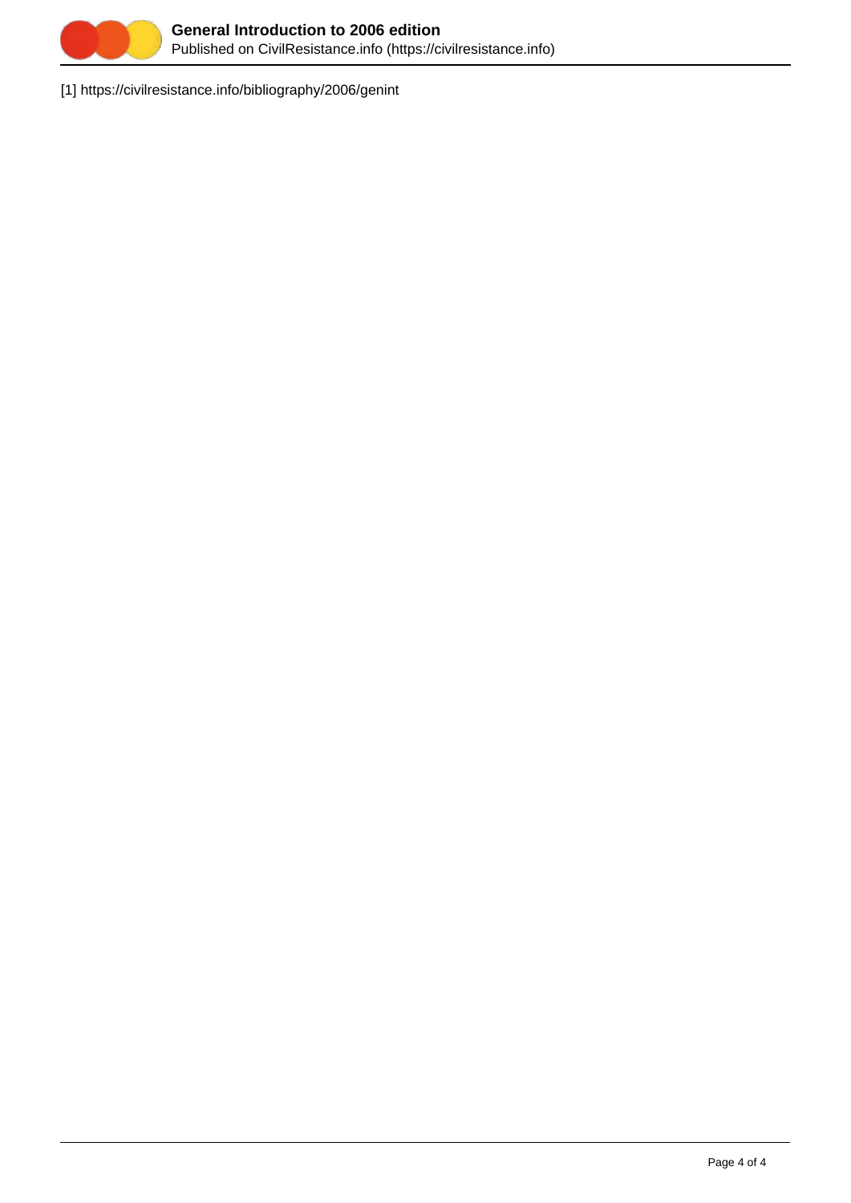[1] https://civilresistance.info/bibliography/2006/genint